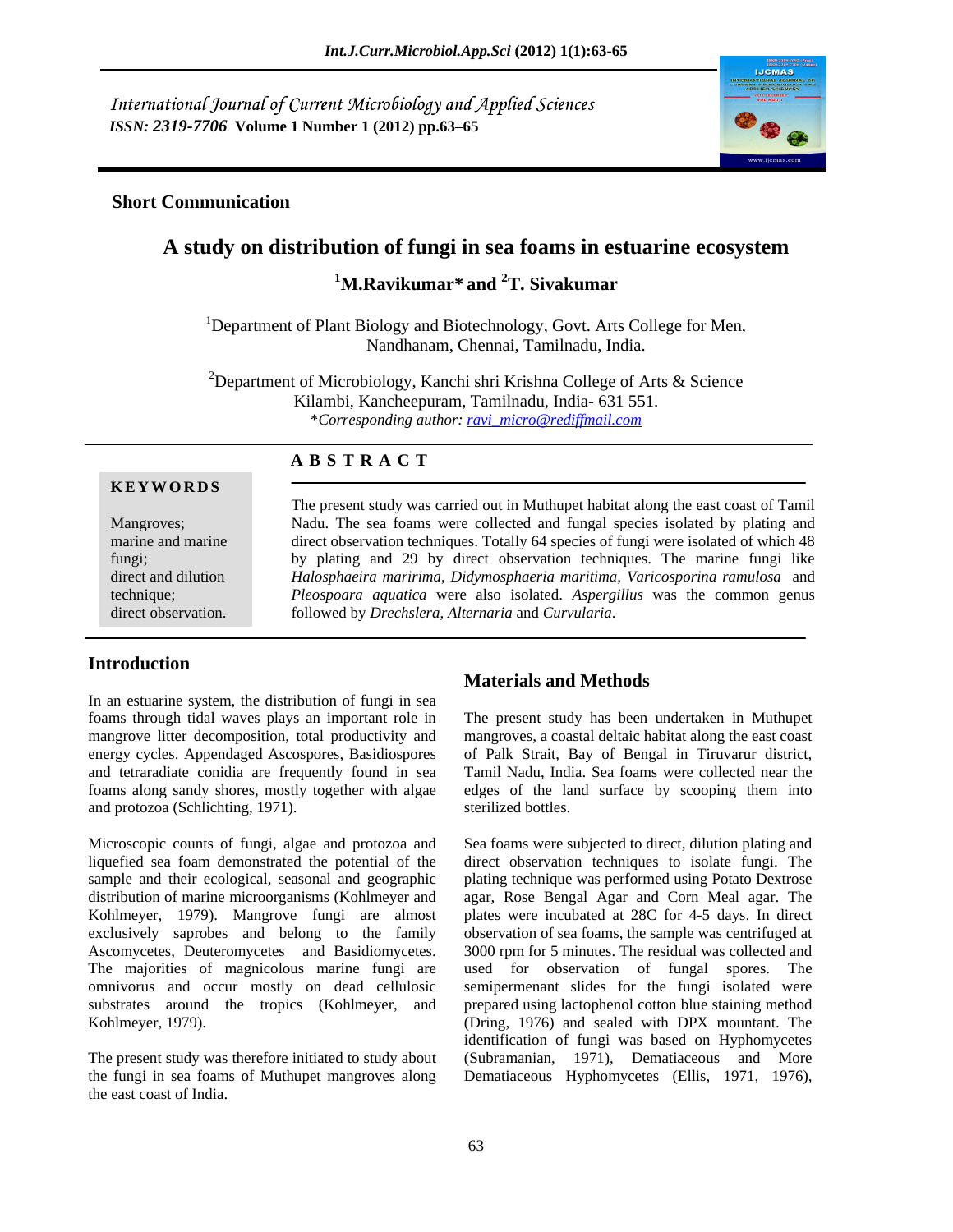International Journal of Current Microbiology and Applied Sciences
*ISSN: 2319-7706* **Volume 1 Number 1 (2012) pp.63–65**

**Short Communication**

# A study on distribution of fungi in sea foams in estuarine ecosystem

**[1]M.Ravikumar* and [2]T. Sivakumar**

[1]Department of Plant Biology and Biotechnology, Govt. Arts College for Men, Nandhanam, Chennai, Tamilnadu, India.

[2]Department of Microbiology, Kanchi shri Krishna College of Arts & Science Kilambi, Kancheepuram, Tamilnadu, India- 631 551.

*Corresponding author: ravi_micro@rediffmail.com*

## A B S T R A C T

**KEYWORDS**

Mangroves; marine and marine fungi; direct and dilution technique; direct observation.

The present study was carried out in Muthupet habitat along the east coast of Tamil Nadu. The sea foams were collected and fungal species isolated by plating and direct observation techniques. Totally 64 species of fungi were isolated of which 48 by plating and 29 by direct observation techniques. The marine fungi like *Halosphaeira maririma, Didymosphaeria maritima, Varicosporina ramulosa* and *Pleospoara aquatica* were also isolated. *Aspergillus* was the common genus followed by *Drechslera*, *Alternaria* and *Curvularia*.

## Introduction

In an estuarine system, the distribution of fungi in sea foams through tidal waves plays an important role in mangrove litter decomposition, total productivity and energy cycles. Appendaged Ascospores, Basidiospores and tetraradiate conidia are frequently found in sea foams along sandy shores, mostly together with algae and protozoa (Schlichting, 1971).

Microscopic counts of fungi, algae and protozoa and liquefied sea foam demonstrated the potential of the sample and their ecological, seasonal and geographic distribution of marine microorganisms (Kohlmeyer and Kohlmeyer, 1979). Mangrove fungi are almost exclusively saprobes and belong to the family Ascomycetes, Deuteromycetes and Basidiomycetes. The majorities of magnicolous marine fungi are omnivorus and occur mostly on dead cellulosic substrates around the tropics (Kohlmeyer, and Kohlmeyer, 1979).

The present study was therefore initiated to study about the fungi in sea foams of Muthupet mangroves along the east coast of India.

## Materials and Methods

The present study has been undertaken in Muthupet mangroves, a coastal deltaic habitat along the east coast of Palk Strait, Bay of Bengal in Tiruvarur district, Tamil Nadu, India. Sea foams were collected near the edges of the land surface by scooping them into sterilized bottles.

Sea foams were subjected to direct, dilution plating and direct observation techniques to isolate fungi. The plating technique was performed using Potato Dextrose agar, Rose Bengal Agar and Corn Meal agar. The plates were incubated at 28C for 4-5 days. In direct observation of sea foams, the sample was centrifuged at 3000 rpm for 5 minutes. The residual was collected and used for observation of fungal spores. The semipermenant slides for the fungi isolated were prepared using lactophenol cotton blue staining method (Dring, 1976) and sealed with DPX mountant. The identification of fungi was based on Hyphomycetes (Subramanian, 1971), Dematiaceous and More Dematiaceous Hyphomycetes (Ellis, 1971, 1976),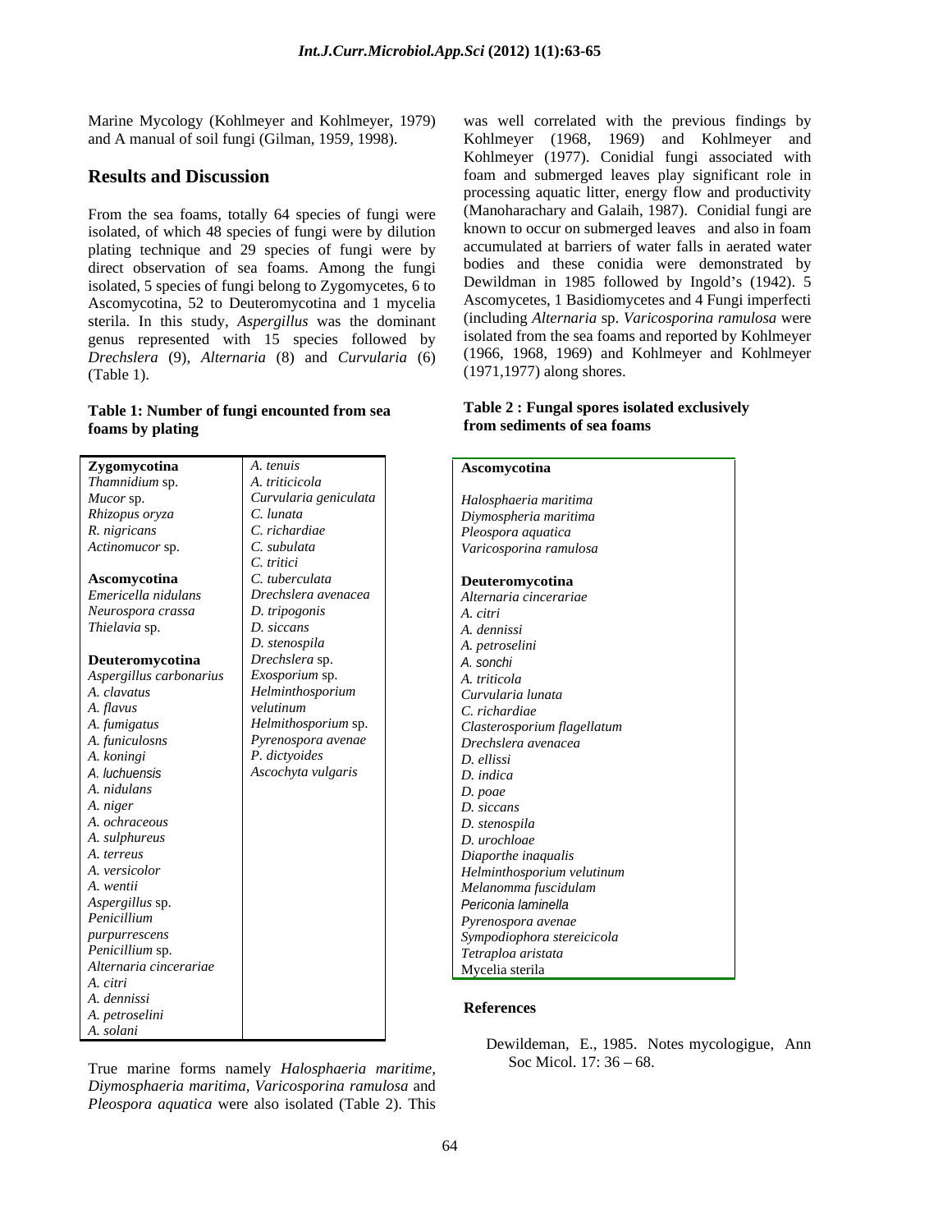Marine Mycology (Kohlmeyer and Kohlmeyer, 1979) and A manual of soil fungi (Gilman, 1959, 1998).

## Results and Discussion

From the sea foams, totally 64 species of fungi were isolated, of which 48 species of fungi were by dilution plating technique and 29 species of fungi were by direct observation of sea foams. Among the fungi isolated, 5 species of fungi belong to Zygomycetes, 6 to Ascomycotina, 52 to Deuteromycotina and 1 mycelia sterila. In this study, *Aspergillus* was the dominant genus represented with 15 species followed by *Drechslera* (9), *Alternaria* (8) and *Curvularia* (6) (Table 1).

**Table 1: Number of fungi encountered from sea foams by plating**

| | |
|---|---|
| **Zygomycotina** | *A. tenuis* |
| *Thamnidium* sp. | *A. triticicola* |
| *Mucor* sp. | *Curvularia geniculata* |
| *Rhizopus oryza* | *C. lunata* |
| *R. nigricans* | *C. richardiae* |
| *Actinomucor* sp. | *C. subulata* |
| | *C. tritici* |
| **Ascomycotina** | *C. tuberculata* |
| *Emericella nidulans* | *Drechslera avenacea* |
| *Neurospora crassa* | *D. tripogonis* |
| *Thielavia* sp. | *D. siccans* |
| | *D. stenospila* |
| **Deuteromycotina** | *Drechslera* sp. |
| *Aspergillus carbonarius* | *Exosporium* sp. |
| *A. clavatus* | *Helminthosporium velutinum* |
| *A. flavus* | *Helmithosporium* sp. |
| *A. fumigatus* | *Pyrenospora avenae* |
| *A. funiculosns* | *P. dictyoides* |
| *A. koningi* | *Ascochyta vulgaris* |
| *A. luchuensis* | |
| *A. nidulans* | |
| *A. niger* | |
| *A. ochraceous* | |
| *A. sulphureus* | |
| *A. terreus* | |
| *A. versicolor* | |
| *A. wentii* | |
| *Aspergillus* sp. | |
| *Penicillium purpurrescens* | |
| *Penicillium* sp. | |
| *Alternaria cincerariae* | |
| *A. citri* | |
| *A. dennissi* | |
| *A. petroselini* | |
| *A. solani* | |

True marine forms namely *Halosphaeria maritime, Diymosphaeria maritima, Varicosporina ramulosa* and *Pleospora aquatica* were also isolated (Table 2). This was well correlated with the previous findings by Kohlmeyer (1968, 1969) and Kohlmeyer and Kohlmeyer (1977). Conidial fungi associated with foam and submerged leaves play significant role in processing aquatic litter, energy flow and productivity (Manoharachary and Galaih, 1987). Conidial fungi are known to occur on submerged leaves and also in foam accumulated at barriers of water falls in aerated water bodies and these conidia were demonstrated by Dewildman in 1985 followed by Ingold's (1942). 5 Ascomycetes, 1 Basidiomycetes and 4 Fungi imperfecti (including *Alternaria* sp. *Varicosporina ramulosa* were isolated from the sea foams and reported by Kohlmeyer (1966, 1968, 1969) and Kohlmeyer and Kohlmeyer (1971,1977) along shores.

**Table 2 : Fungal spores isolated exclusively from sediments of sea foams**

| **Ascomycotina** |
|---|
| *Halosphaeria maritima* |
| *Diymospheria maritima* |
| *Pleospora aquatica* |
| *Varicosporina ramulosa* |
| **Deuteromycotina** |
| *Alternaria cincerariae* |
| *A. citri* |
| *A. dennissi* |
| *A. petroselini* |
| *A. sonchi* |
| *A. triticola* |
| *Curvularia lunata* |
| *C. richardiae* |
| *Clasterosporium flagellatum* |
| *Drechslera avenacea* |
| *D. ellissi* |
| *D. indica* |
| *D. poae* |
| *D. siccans* |
| *D. stenospila* |
| *D. urochloae* |
| *Diaporthe inaqualis* |
| *Helminthosporium velutinum* |
| *Melanomma fuscidulam* |
| *Periconia laminella* |
| *Pyrenospora avenae* |
| *Sympodiophora stereicicola* |
| *Tetraploa aristata* |
| Mycelia sterila |

### References

Dewildeman, E., 1985. Notes mycologigue, Ann Soc Micol. 17: 36 – 68.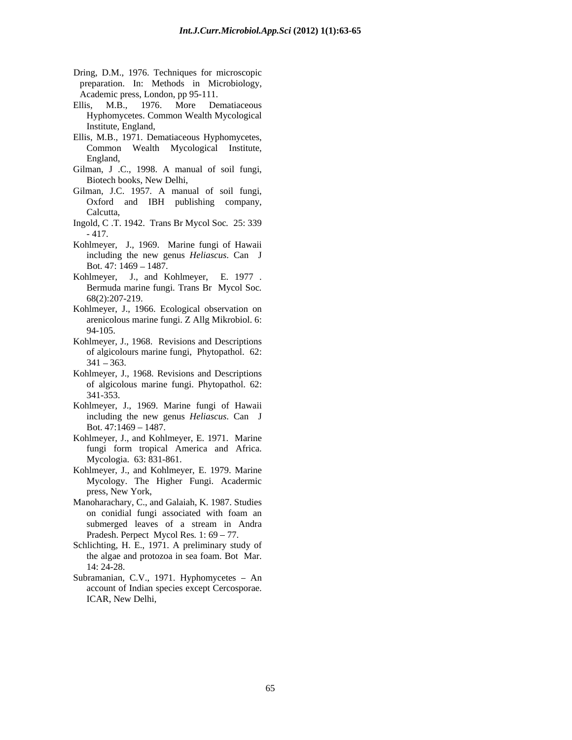Dring, D.M., 1976. Techniques for microscopic preparation. In: Methods in Microbiology, Academic press, London, pp 95-111.

Ellis, M.B., 1976. More Dematiaceous Hyphomycetes. Common Wealth Mycological Institute, England,

Ellis, M.B., 1971. Dematiaceous Hyphomycetes, Common Wealth Mycological Institute, England,

Gilman, J .C., 1998. A manual of soil fungi, Biotech books, New Delhi,

Gilman, J.C. 1957. A manual of soil fungi, Oxford and IBH publishing company, Calcutta,

Ingold, C .T. 1942. Trans Br Mycol Soc*.* 25: 339 - 417.

Kohlmeyer, J., 1969. Marine fungi of Hawaii including the new genus *Heliascus*. Can J Bot. 47: 1469 – 1487.

Kohlmeyer, J., and Kohlmeyer, E. 1977 . Bermuda marine fungi. Trans Br Mycol Soc*.* 68(2):207-219.

Kohlmeyer, J., 1966. Ecological observation on arenicolous marine fungi. Z Allg Mikrobiol. 6: 94-105.

Kohlmeyer, J., 1968. Revisions and Descriptions of algicolours marine fungi, Phytopathol. 62: 341 – 363.

Kohlmeyer, J., 1968. Revisions and Descriptions of algicolous marine fungi. Phytopathol. 62: 341-353.

Kohlmeyer, J., 1969. Marine fungi of Hawaii including the new genus *Heliascus*. Can J Bot. 47:1469 – 1487.

Kohlmeyer, J., and Kohlmeyer, E. 1971. Marine fungi form tropical America and Africa. Mycologia. 63: 831-861.

Kohlmeyer, J., and Kohlmeyer, E. 1979. Marine Mycology. The Higher Fungi. Acadermic press, New York,

Manoharachary, C., and Galaiah, K. 1987. Studies on conidial fungi associated with foam an submerged leaves of a stream in Andra Pradesh. Perpect Mycol Res*.* 1: 69 – 77.

Schlichting, H. E., 1971. A preliminary study of the algae and protozoa in sea foam. Bot Mar. 14: 24-28.

Subramanian, C.V., 1971. Hyphomycetes – An account of Indian species except Cercosporae. ICAR, New Delhi,